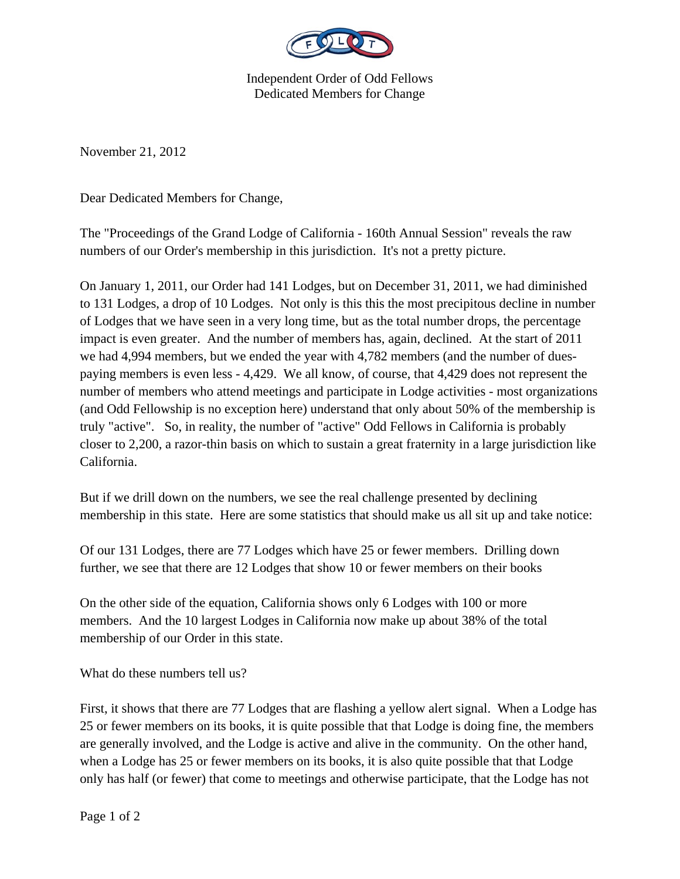Independent Order of Odd Fellows
Dedicated Members for Change

November 21, 2012

Dear Dedicated Members for Change,

The "Proceedings of the Grand Lodge of California - 160th Annual Session" reveals the raw numbers of our Order's membership in this jurisdiction. It's not a pretty picture.

On January 1, 2011, our Order had 141 Lodges, but on December 31, 2011, we had diminished to 131 Lodges, a drop of 10 Lodges. Not only is this this the most precipitous decline in number of Lodges that we have seen in a very long time, but as the total number drops, the percentage impact is even greater. And the number of members has, again, declined. At the start of 2011 we had 4,994 members, but we ended the year with 4,782 members (and the number of dues-paying members is even less - 4,429. We all know, of course, that 4,429 does not represent the number of members who attend meetings and participate in Lodge activities - most organizations (and Odd Fellowship is no exception here) understand that only about 50% of the membership is truly "active". So, in reality, the number of "active" Odd Fellows in California is probably closer to 2,200, a razor-thin basis on which to sustain a great fraternity in a large jurisdiction like California.

But if we drill down on the numbers, we see the real challenge presented by declining membership in this state. Here are some statistics that should make us all sit up and take notice:

Of our 131 Lodges, there are 77 Lodges which have 25 or fewer members. Drilling down further, we see that there are 12 Lodges that show 10 or fewer members on their books

On the other side of the equation, California shows only 6 Lodges with 100 or more members. And the 10 largest Lodges in California now make up about 38% of the total membership of our Order in this state.

What do these numbers tell us?

First, it shows that there are 77 Lodges that are flashing a yellow alert signal. When a Lodge has 25 or fewer members on its books, it is quite possible that that Lodge is doing fine, the members are generally involved, and the Lodge is active and alive in the community. On the other hand, when a Lodge has 25 or fewer members on its books, it is also quite possible that that Lodge only has half (or fewer) that come to meetings and otherwise participate, that the Lodge has not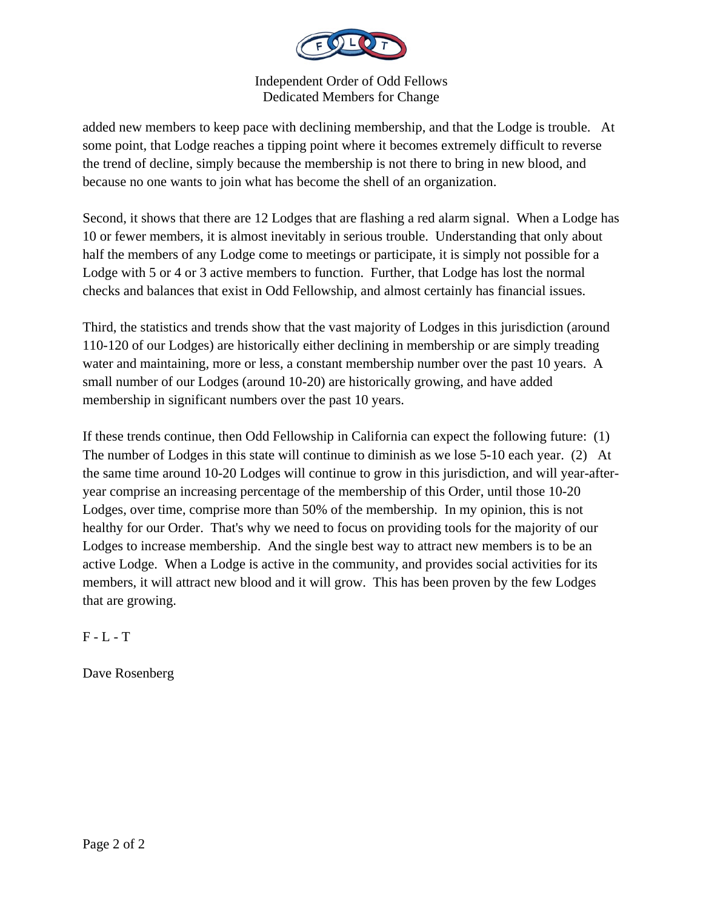added new members to keep pace with declining membership, and that the Lodge is trouble. At some point, that Lodge reaches a tipping point where it becomes extremely difficult to reverse the trend of decline, simply because the membership is not there to bring in new blood, and because no one wants to join what has become the shell of an organization.

Second, it shows that there are 12 Lodges that are flashing a red alarm signal. When a Lodge has 10 or fewer members, it is almost inevitably in serious trouble. Understanding that only about half the members of any Lodge come to meetings or participate, it is simply not possible for a Lodge with 5 or 4 or 3 active members to function. Further, that Lodge has lost the normal checks and balances that exist in Odd Fellowship, and almost certainly has financial issues.

Third, the statistics and trends show that the vast majority of Lodges in this jurisdiction (around 110-120 of our Lodges) are historically either declining in membership or are simply treading water and maintaining, more or less, a constant membership number over the past 10 years. A small number of our Lodges (around 10-20) are historically growing, and have added membership in significant numbers over the past 10 years.

If these trends continue, then Odd Fellowship in California can expect the following future: (1) The number of Lodges in this state will continue to diminish as we lose 5-10 each year. (2) At the same time around 10-20 Lodges will continue to grow in this jurisdiction, and will year-after-year comprise an increasing percentage of the membership of this Order, until those 10-20 Lodges, over time, comprise more than 50% of the membership. In my opinion, this is not healthy for our Order. That's why we need to focus on providing tools for the majority of our Lodges to increase membership. And the single best way to attract new members is to be an active Lodge. When a Lodge is active in the community, and provides social activities for its members, it will attract new blood and it will grow. This has been proven by the few Lodges that are growing.

F - L - T

Dave Rosenberg